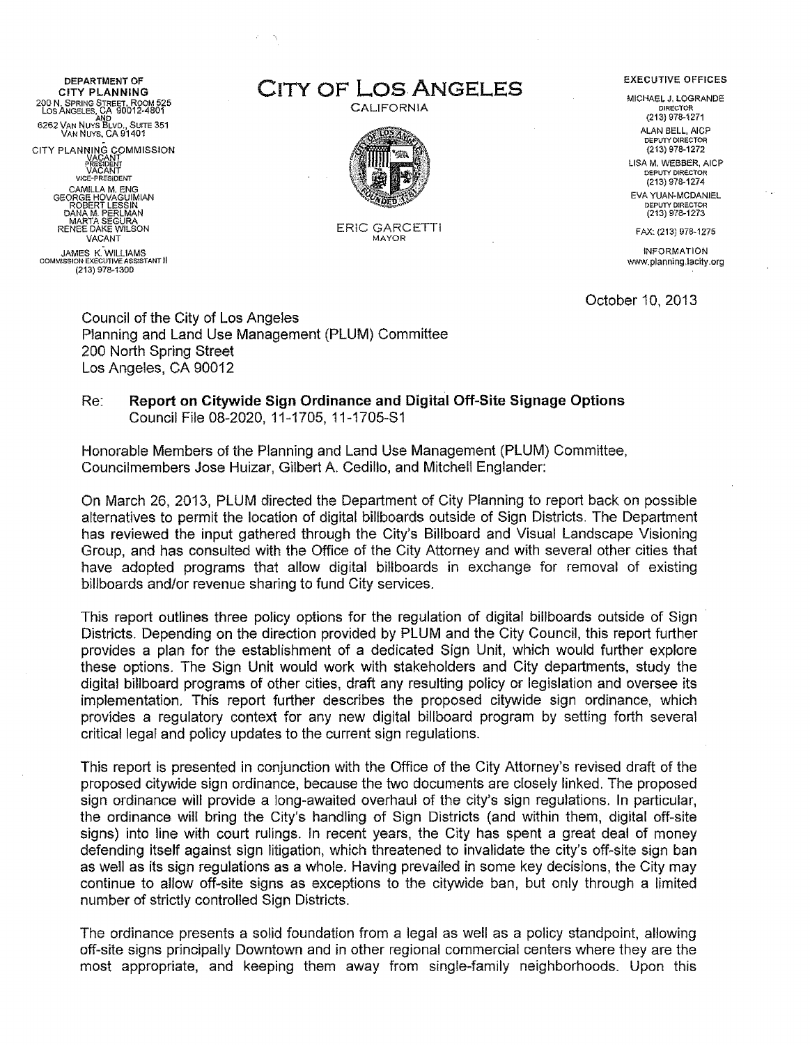DEPARTMENT OF
**CITY PLANNING**
200 N. SPRING STREET, ROOM 525
LOS ANGELES, CA 90012-4801
AND
6262 VAN NUYS BLVD., SUITE 351
VAN NUYS, CA 91401

CITY PLANNING COMMISSION
VACANT
PRESIDENT
VACANT
VICE-PRESIDENT
CAMILLA M. ENG
GEORGE HOVAGUIMIAN
ROBERT LESSIN
DANA M. PERLMAN
MARTA SEGURA
RENEE DAKE WILSON
VACANT

JAMES K. WILLIAMS
COMMISSION EXECUTIVE ASSISTANT II
(213) 978-1300

# CITY OF LOS ANGELES

CALIFORNIA

ERIC GARCETTI
MAYOR

EXECUTIVE OFFICES

MICHAEL J. LOGRANDE
DIRECTOR
(213) 978-1271

ALAN BELL, AICP
DEPUTY DIRECTOR
(213) 978-1272

LISA M. WEBBER, AICP
DEPUTY DIRECTOR
(213) 978-1274

EVA YUAN-MCDANIEL
DEPUTY DIRECTOR
(213) 978-1273

FAX: (213) 978-1275

INFORMATION
www.planning.lacity.org

October 10, 2013

Council of the City of Los Angeles
Planning and Land Use Management (PLUM) Committee
200 North Spring Street
Los Angeles, CA 90012

Re: **Report on Citywide Sign Ordinance and Digital Off-Site Signage Options**
Council File 08-2020, 11-1705, 11-1705-S1

Honorable Members of the Planning and Land Use Management (PLUM) Committee, Councilmembers Jose Huizar, Gilbert A. Cedillo, and Mitchell Englander:

On March 26, 2013, PLUM directed the Department of City Planning to report back on possible alternatives to permit the location of digital billboards outside of Sign Districts. The Department has reviewed the input gathered through the City's Billboard and Visual Landscape Visioning Group, and has consulted with the Office of the City Attorney and with several other cities that have adopted programs that allow digital billboards in exchange for removal of existing billboards and/or revenue sharing to fund City services.

This report outlines three policy options for the regulation of digital billboards outside of Sign Districts. Depending on the direction provided by PLUM and the City Council, this report further provides a plan for the establishment of a dedicated Sign Unit, which would further explore these options. The Sign Unit would work with stakeholders and City departments, study the digital billboard programs of other cities, draft any resulting policy or legislation and oversee its implementation. This report further describes the proposed citywide sign ordinance, which provides a regulatory context for any new digital billboard program by setting forth several critical legal and policy updates to the current sign regulations.

This report is presented in conjunction with the Office of the City Attorney's revised draft of the proposed citywide sign ordinance, because the two documents are closely linked. The proposed sign ordinance will provide a long-awaited overhaul of the city's sign regulations. In particular, the ordinance will bring the City's handling of Sign Districts (and within them, digital off-site signs) into line with court rulings. In recent years, the City has spent a great deal of money defending itself against sign litigation, which threatened to invalidate the city's off-site sign ban as well as its sign regulations as a whole. Having prevailed in some key decisions, the City may continue to allow off-site signs as exceptions to the citywide ban, but only through a limited number of strictly controlled Sign Districts.

The ordinance presents a solid foundation from a legal as well as a policy standpoint, allowing off-site signs principally Downtown and in other regional commercial centers where they are the most appropriate, and keeping them away from single-family neighborhoods. Upon this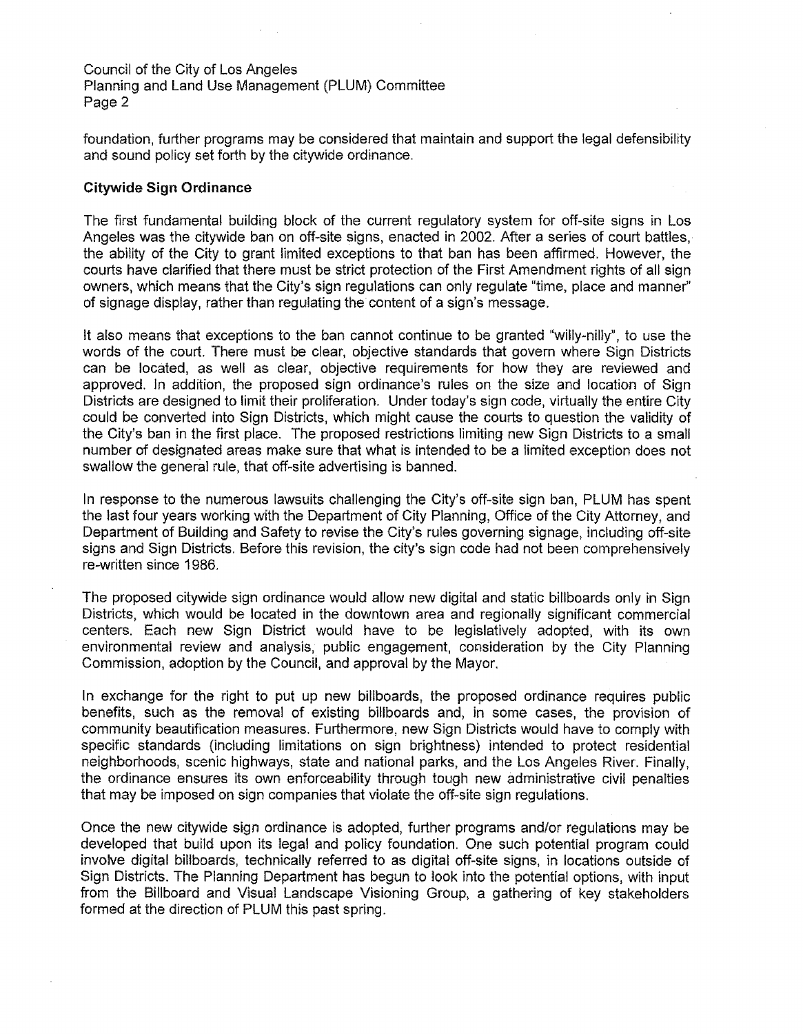foundation, further programs may be considered that maintain and support the legal defensibility and sound policy set forth by the citywide ordinance.

**Citywide Sign Ordinance**

The first fundamental building block of the current regulatory system for off-site signs in Los Angeles was the citywide ban on off-site signs, enacted in 2002. After a series of court battles, the ability of the City to grant limited exceptions to that ban has been affirmed. However, the courts have clarified that there must be strict protection of the First Amendment rights of all sign owners, which means that the City's sign regulations can only regulate "time, place and manner" of signage display, rather than regulating the content of a sign's message.

It also means that exceptions to the ban cannot continue to be granted "willy-nilly", to use the words of the court. There must be clear, objective standards that govern where Sign Districts can be located, as well as clear, objective requirements for how they are reviewed and approved. In addition, the proposed sign ordinance's rules on the size and location of Sign Districts are designed to limit their proliferation. Under today's sign code, virtually the entire City could be converted into Sign Districts, which might cause the courts to question the validity of the City's ban in the first place. The proposed restrictions limiting new Sign Districts to a small number of designated areas make sure that what is intended to be a limited exception does not swallow the general rule, that off-site advertising is banned.

In response to the numerous lawsuits challenging the City's off-site sign ban, PLUM has spent the last four years working with the Department of City Planning, Office of the City Attorney, and Department of Building and Safety to revise the City's rules governing signage, including off-site signs and Sign Districts. Before this revision, the city's sign code had not been comprehensively re-written since 1986.

The proposed citywide sign ordinance would allow new digital and static billboards only in Sign Districts, which would be located in the downtown area and regionally significant commercial centers. Each new Sign District would have to be legislatively adopted, with its own environmental review and analysis, public engagement, consideration by the City Planning Commission, adoption by the Council, and approval by the Mayor.

In exchange for the right to put up new billboards, the proposed ordinance requires public benefits, such as the removal of existing billboards and, in some cases, the provision of community beautification measures. Furthermore, new Sign Districts would have to comply with specific standards (including limitations on sign brightness) intended to protect residential neighborhoods, scenic highways, state and national parks, and the Los Angeles River. Finally, the ordinance ensures its own enforceability through tough new administrative civil penalties that may be imposed on sign companies that violate the off-site sign regulations.

Once the new citywide sign ordinance is adopted, further programs and/or regulations may be developed that build upon its legal and policy foundation. One such potential program could involve digital billboards, technically referred to as digital off-site signs, in locations outside of Sign Districts. The Planning Department has begun to look into the potential options, with input from the Billboard and Visual Landscape Visioning Group, a gathering of key stakeholders formed at the direction of PLUM this past spring.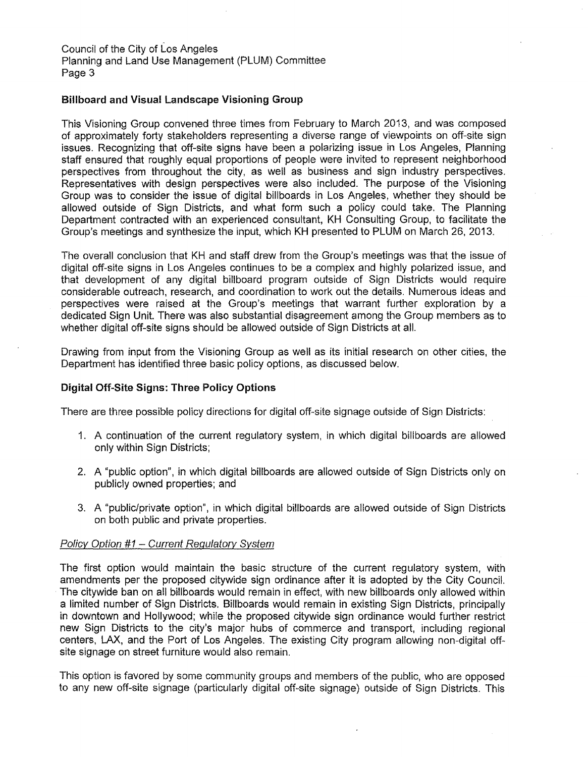### Billboard and Visual Landscape Visioning Group

This Visioning Group convened three times from February to March 2013, and was composed of approximately forty stakeholders representing a diverse range of viewpoints on off-site sign issues. Recognizing that off-site signs have been a polarizing issue in Los Angeles, Planning staff ensured that roughly equal proportions of people were invited to represent neighborhood perspectives from throughout the city, as well as business and sign industry perspectives. Representatives with design perspectives were also included. The purpose of the Visioning Group was to consider the issue of digital billboards in Los Angeles, whether they should be allowed outside of Sign Districts, and what form such a policy could take. The Planning Department contracted with an experienced consultant, KH Consulting Group, to facilitate the Group's meetings and synthesize the input, which KH presented to PLUM on March 26, 2013.

The overall conclusion that KH and staff drew from the Group's meetings was that the issue of digital off-site signs in Los Angeles continues to be a complex and highly polarized issue, and that development of any digital billboard program outside of Sign Districts would require considerable outreach, research, and coordination to work out the details. Numerous ideas and perspectives were raised at the Group's meetings that warrant further exploration by a dedicated Sign Unit. There was also substantial disagreement among the Group members as to whether digital off-site signs should be allowed outside of Sign Districts at all.

Drawing from input from the Visioning Group as well as its initial research on other cities, the Department has identified three basic policy options, as discussed below.

### Digital Off-Site Signs: Three Policy Options

There are three possible policy directions for digital off-site signage outside of Sign Districts:

1. A continuation of the current regulatory system, in which digital billboards are allowed only within Sign Districts;
2. A "public option", in which digital billboards are allowed outside of Sign Districts only on publicly owned properties; and
3. A "public/private option", in which digital billboards are allowed outside of Sign Districts on both public and private properties.

#### *Policy Option #1 – Current Regulatory System*

The first option would maintain the basic structure of the current regulatory system, with amendments per the proposed citywide sign ordinance after it is adopted by the City Council. The citywide ban on all billboards would remain in effect, with new billboards only allowed within a limited number of Sign Districts. Billboards would remain in existing Sign Districts, principally in downtown and Hollywood; while the proposed citywide sign ordinance would further restrict new Sign Districts to the city's major hubs of commerce and transport, including regional centers, LAX, and the Port of Los Angeles. The existing City program allowing non-digital off-site signage on street furniture would also remain.

This option is favored by some community groups and members of the public, who are opposed to any new off-site signage (particularly digital off-site signage) outside of Sign Districts. This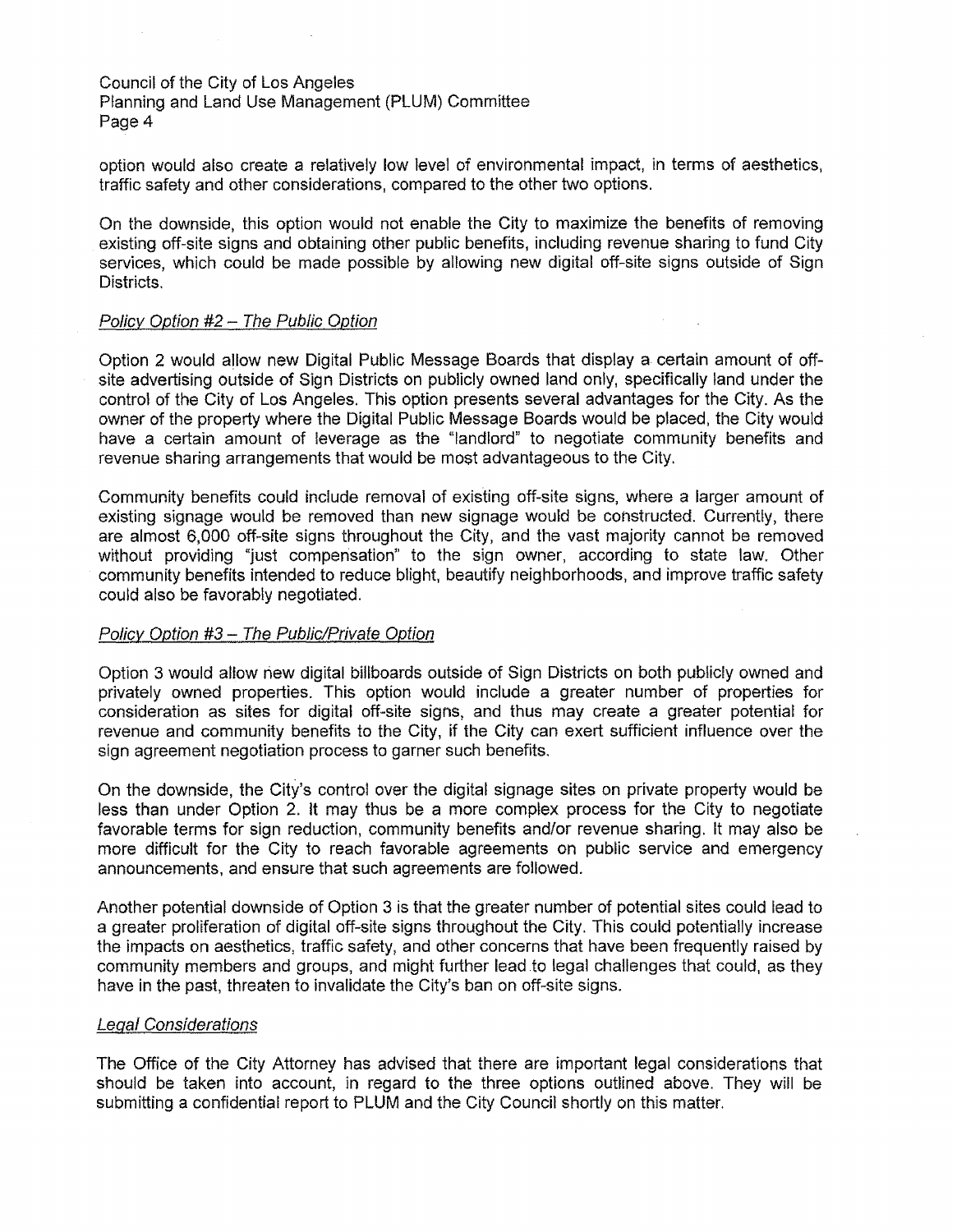option would also create a relatively low level of environmental impact, in terms of aesthetics, traffic safety and other considerations, compared to the other two options.

On the downside, this option would not enable the City to maximize the benefits of removing existing off-site signs and obtaining other public benefits, including revenue sharing to fund City services, which could be made possible by allowing new digital off-site signs outside of Sign Districts.

*Policy Option #2 – The Public Option*

Option 2 would allow new Digital Public Message Boards that display a certain amount of off-site advertising outside of Sign Districts on publicly owned land only, specifically land under the control of the City of Los Angeles. This option presents several advantages for the City. As the owner of the property where the Digital Public Message Boards would be placed, the City would have a certain amount of leverage as the "landlord" to negotiate community benefits and revenue sharing arrangements that would be most advantageous to the City.

Community benefits could include removal of existing off-site signs, where a larger amount of existing signage would be removed than new signage would be constructed. Currently, there are almost 6,000 off-site signs throughout the City, and the vast majority cannot be removed without providing "just compensation" to the sign owner, according to state law. Other community benefits intended to reduce blight, beautify neighborhoods, and improve traffic safety could also be favorably negotiated.

*Policy Option #3 – The Public/Private Option*

Option 3 would allow new digital billboards outside of Sign Districts on both publicly owned and privately owned properties. This option would include a greater number of properties for consideration as sites for digital off-site signs, and thus may create a greater potential for revenue and community benefits to the City, if the City can exert sufficient influence over the sign agreement negotiation process to garner such benefits.

On the downside, the City's control over the digital signage sites on private property would be less than under Option 2. It may thus be a more complex process for the City to negotiate favorable terms for sign reduction, community benefits and/or revenue sharing. It may also be more difficult for the City to reach favorable agreements on public service and emergency announcements, and ensure that such agreements are followed.

Another potential downside of Option 3 is that the greater number of potential sites could lead to a greater proliferation of digital off-site signs throughout the City. This could potentially increase the impacts on aesthetics, traffic safety, and other concerns that have been frequently raised by community members and groups, and might further lead to legal challenges that could, as they have in the past, threaten to invalidate the City's ban on off-site signs.

*Legal Considerations*

The Office of the City Attorney has advised that there are important legal considerations that should be taken into account, in regard to the three options outlined above. They will be submitting a confidential report to PLUM and the City Council shortly on this matter.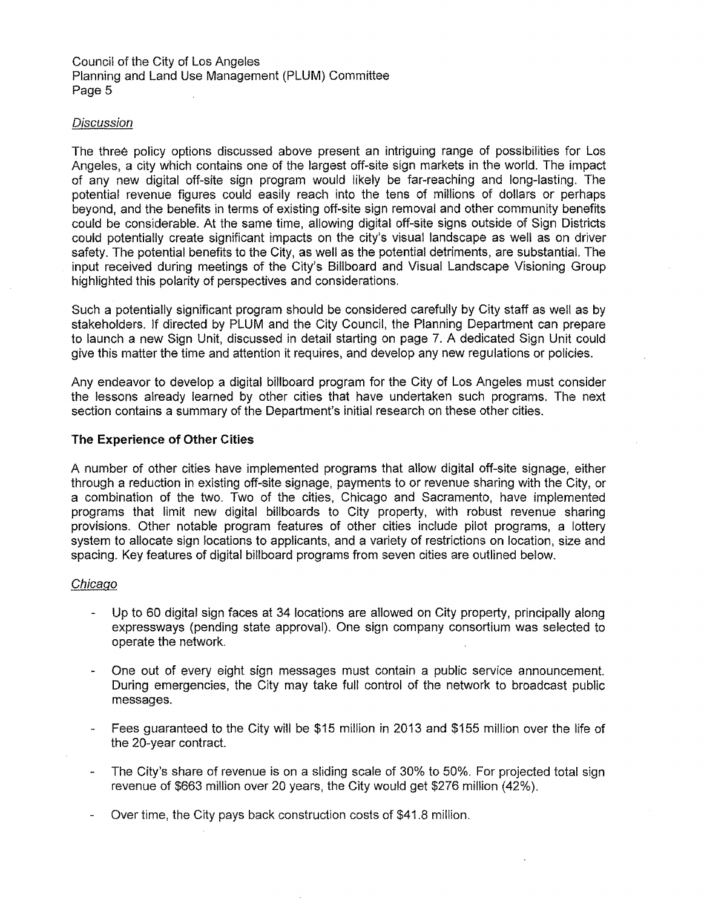### *Discussion*

The three policy options discussed above present an intriguing range of possibilities for Los Angeles, a city which contains one of the largest off-site sign markets in the world. The impact of any new digital off-site sign program would likely be far-reaching and long-lasting. The potential revenue figures could easily reach into the tens of millions of dollars or perhaps beyond, and the benefits in terms of existing off-site sign removal and other community benefits could be considerable. At the same time, allowing digital off-site signs outside of Sign Districts could potentially create significant impacts on the city's visual landscape as well as on driver safety. The potential benefits to the City, as well as the potential detriments, are substantial. The input received during meetings of the City's Billboard and Visual Landscape Visioning Group highlighted this polarity of perspectives and considerations.

Such a potentially significant program should be considered carefully by City staff as well as by stakeholders. If directed by PLUM and the City Council, the Planning Department can prepare to launch a new Sign Unit, discussed in detail starting on page 7. A dedicated Sign Unit could give this matter the time and attention it requires, and develop any new regulations or policies.

Any endeavor to develop a digital billboard program for the City of Los Angeles must consider the lessons already learned by other cities that have undertaken such programs. The next section contains a summary of the Department's initial research on these other cities.

## The Experience of Other Cities

A number of other cities have implemented programs that allow digital off-site signage, either through a reduction in existing off-site signage, payments to or revenue sharing with the City, or a combination of the two. Two of the cities, Chicago and Sacramento, have implemented programs that limit new digital billboards to City property, with robust revenue sharing provisions. Other notable program features of other cities include pilot programs, a lottery system to allocate sign locations to applicants, and a variety of restrictions on location, size and spacing. Key features of digital billboard programs from seven cities are outlined below.

### *Chicago*

- Up to 60 digital sign faces at 34 locations are allowed on City property, principally along expressways (pending state approval). One sign company consortium was selected to operate the network.
- One out of every eight sign messages must contain a public service announcement. During emergencies, the City may take full control of the network to broadcast public messages.
- Fees guaranteed to the City will be $15 million in 2013 and $155 million over the life of the 20-year contract.
- The City's share of revenue is on a sliding scale of 30% to 50%. For projected total sign revenue of $663 million over 20 years, the City would get $276 million (42%).
- Over time, the City pays back construction costs of $41.8 million.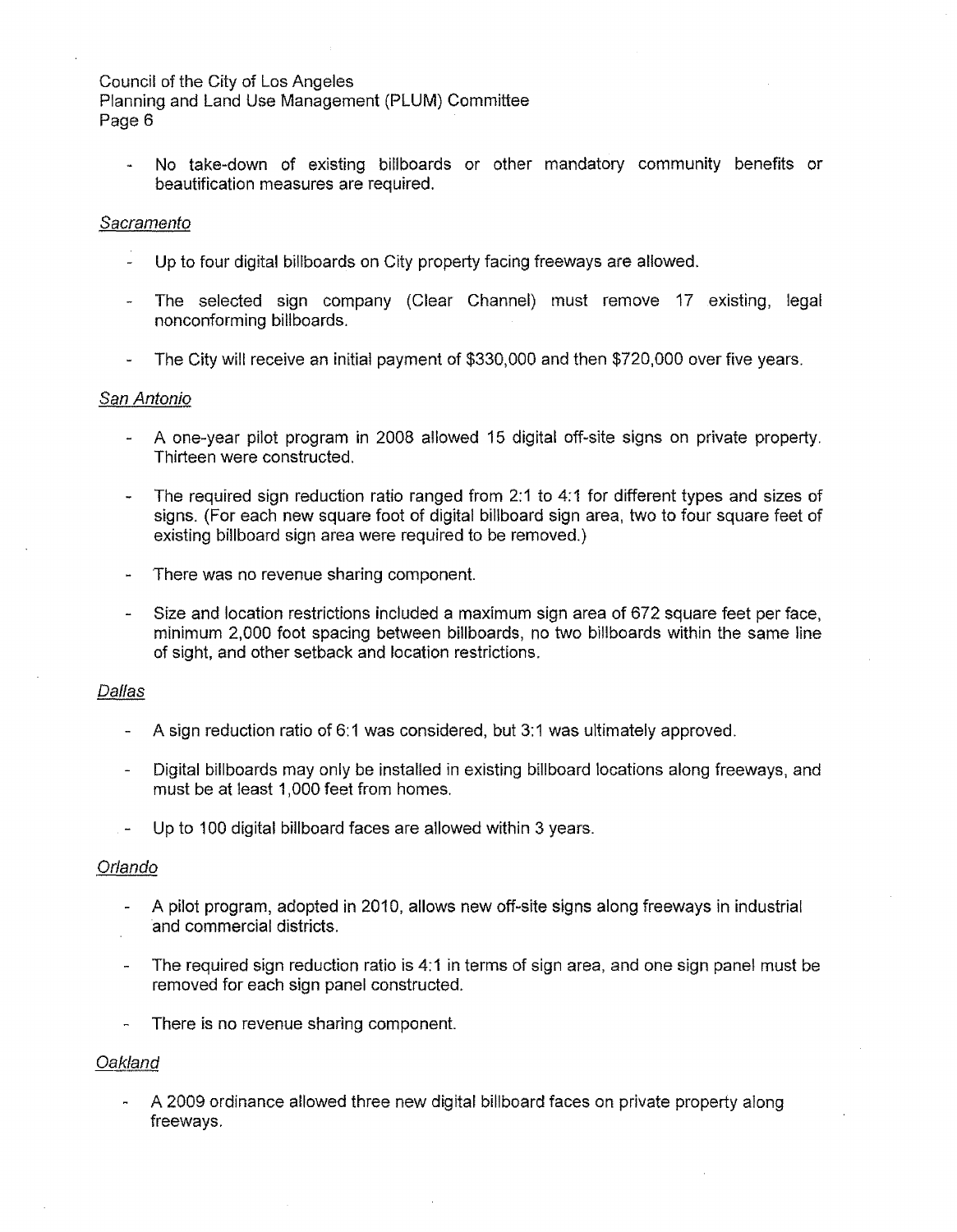- No take-down of existing billboards or other mandatory community benefits or beautification measures are required.

*Sacramento*

- Up to four digital billboards on City property facing freeways are allowed.
- The selected sign company (Clear Channel) must remove 17 existing, legal nonconforming billboards.
- The City will receive an initial payment of $330,000 and then $720,000 over five years.

*San Antonio*

- A one-year pilot program in 2008 allowed 15 digital off-site signs on private property. Thirteen were constructed.
- The required sign reduction ratio ranged from 2:1 to 4:1 for different types and sizes of signs. (For each new square foot of digital billboard sign area, two to four square feet of existing billboard sign area were required to be removed.)
- There was no revenue sharing component.
- Size and location restrictions included a maximum sign area of 672 square feet per face, minimum 2,000 foot spacing between billboards, no two billboards within the same line of sight, and other setback and location restrictions.

*Dallas*

- A sign reduction ratio of 6:1 was considered, but 3:1 was ultimately approved.
- Digital billboards may only be installed in existing billboard locations along freeways, and must be at least 1,000 feet from homes.
- Up to 100 digital billboard faces are allowed within 3 years.

*Orlando*

- A pilot program, adopted in 2010, allows new off-site signs along freeways in industrial and commercial districts.
- The required sign reduction ratio is 4:1 in terms of sign area, and one sign panel must be removed for each sign panel constructed.
- There is no revenue sharing component.

*Oakland*

- A 2009 ordinance allowed three new digital billboard faces on private property along freeways.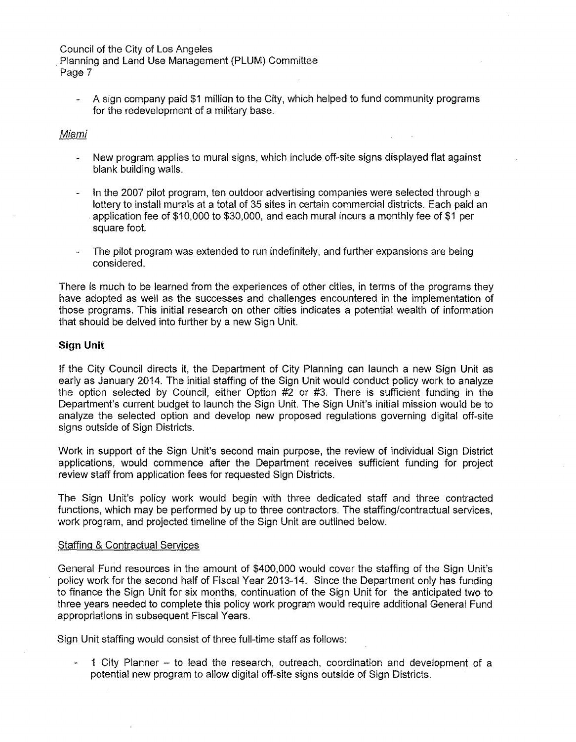- A sign company paid $1 million to the City, which helped to fund community programs for the redevelopment of a military base.

*Miami*

- New program applies to mural signs, which include off-site signs displayed flat against blank building walls.

- In the 2007 pilot program, ten outdoor advertising companies were selected through a lottery to install murals at a total of 35 sites in certain commercial districts. Each paid an application fee of $10,000 to $30,000, and each mural incurs a monthly fee of $1 per square foot.

- The pilot program was extended to run indefinitely, and further expansions are being considered.

There is much to be learned from the experiences of other cities, in terms of the programs they have adopted as well as the successes and challenges encountered in the implementation of those programs. This initial research on other cities indicates a potential wealth of information that should be delved into further by a new Sign Unit.

**Sign Unit**

If the City Council directs it, the Department of City Planning can launch a new Sign Unit as early as January 2014. The initial staffing of the Sign Unit would conduct policy work to analyze the option selected by Council, either Option #2 or #3. There is sufficient funding in the Department's current budget to launch the Sign Unit. The Sign Unit's initial mission would be to analyze the selected option and develop new proposed regulations governing digital off-site signs outside of Sign Districts.

Work in support of the Sign Unit's second main purpose, the review of individual Sign District applications, would commence after the Department receives sufficient funding for project review staff from application fees for requested Sign Districts.

The Sign Unit's policy work would begin with three dedicated staff and three contracted functions, which may be performed by up to three contractors. The staffing/contractual services, work program, and projected timeline of the Sign Unit are outlined below.

Staffing & Contractual Services

General Fund resources in the amount of $400,000 would cover the staffing of the Sign Unit's policy work for the second half of Fiscal Year 2013-14. Since the Department only has funding to finance the Sign Unit for six months, continuation of the Sign Unit for the anticipated two to three years needed to complete this policy work program would require additional General Fund appropriations in subsequent Fiscal Years.

Sign Unit staffing would consist of three full-time staff as follows:

- 1 City Planner – to lead the research, outreach, coordination and development of a potential new program to allow digital off-site signs outside of Sign Districts.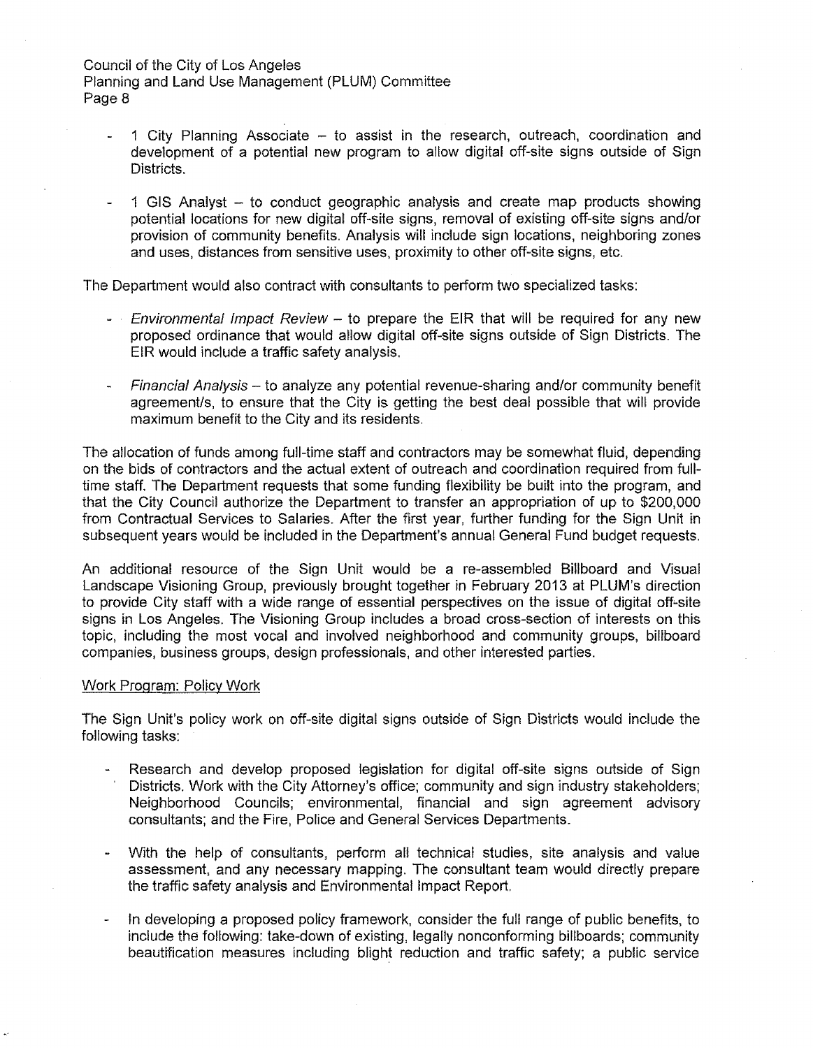- 1 City Planning Associate – to assist in the research, outreach, coordination and development of a potential new program to allow digital off-site signs outside of Sign Districts.

- 1 GIS Analyst – to conduct geographic analysis and create map products showing potential locations for new digital off-site signs, removal of existing off-site signs and/or provision of community benefits. Analysis will include sign locations, neighboring zones and uses, distances from sensitive uses, proximity to other off-site signs, etc.

The Department would also contract with consultants to perform two specialized tasks:

- *Environmental Impact Review* – to prepare the EIR that will be required for any new proposed ordinance that would allow digital off-site signs outside of Sign Districts. The EIR would include a traffic safety analysis.

- *Financial Analysis* – to analyze any potential revenue-sharing and/or community benefit agreement/s, to ensure that the City is getting the best deal possible that will provide maximum benefit to the City and its residents.

The allocation of funds among full-time staff and contractors may be somewhat fluid, depending on the bids of contractors and the actual extent of outreach and coordination required from full-time staff. The Department requests that some funding flexibility be built into the program, and that the City Council authorize the Department to transfer an appropriation of up to $200,000 from Contractual Services to Salaries. After the first year, further funding for the Sign Unit in subsequent years would be included in the Department's annual General Fund budget requests.

An additional resource of the Sign Unit would be a re-assembled Billboard and Visual Landscape Visioning Group, previously brought together in February 2013 at PLUM's direction to provide City staff with a wide range of essential perspectives on the issue of digital off-site signs in Los Angeles. The Visioning Group includes a broad cross-section of interests on this topic, including the most vocal and involved neighborhood and community groups, billboard companies, business groups, design professionals, and other interested parties.

Work Program: Policy Work

The Sign Unit's policy work on off-site digital signs outside of Sign Districts would include the following tasks:

- Research and develop proposed legislation for digital off-site signs outside of Sign Districts. Work with the City Attorney's office; community and sign industry stakeholders; Neighborhood Councils; environmental, financial and sign agreement advisory consultants; and the Fire, Police and General Services Departments.

- With the help of consultants, perform all technical studies, site analysis and value assessment, and any necessary mapping. The consultant team would directly prepare the traffic safety analysis and Environmental Impact Report.

- In developing a proposed policy framework, consider the full range of public benefits, to include the following: take-down of existing, legally nonconforming billboards; community beautification measures including blight reduction and traffic safety; a public service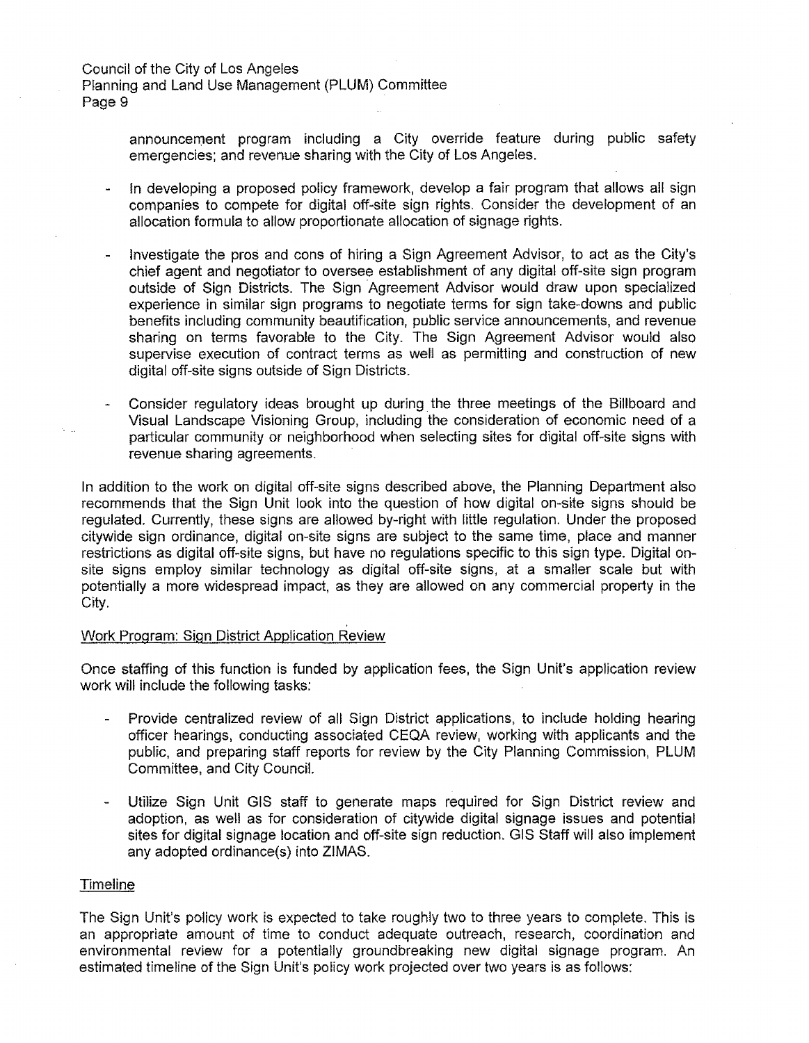announcement program including a City override feature during public safety emergencies; and revenue sharing with the City of Los Angeles.

- In developing a proposed policy framework, develop a fair program that allows all sign companies to compete for digital off-site sign rights. Consider the development of an allocation formula to allow proportionate allocation of signage rights.

- Investigate the pros and cons of hiring a Sign Agreement Advisor, to act as the City's chief agent and negotiator to oversee establishment of any digital off-site sign program outside of Sign Districts. The Sign Agreement Advisor would draw upon specialized experience in similar sign programs to negotiate terms for sign take-downs and public benefits including community beautification, public service announcements, and revenue sharing on terms favorable to the City. The Sign Agreement Advisor would also supervise execution of contract terms as well as permitting and construction of new digital off-site signs outside of Sign Districts.

- Consider regulatory ideas brought up during the three meetings of the Billboard and Visual Landscape Visioning Group, including the consideration of economic need of a particular community or neighborhood when selecting sites for digital off-site signs with revenue sharing agreements.

In addition to the work on digital off-site signs described above, the Planning Department also recommends that the Sign Unit look into the question of how digital on-site signs should be regulated. Currently, these signs are allowed by-right with little regulation. Under the proposed citywide sign ordinance, digital on-site signs are subject to the same time, place and manner restrictions as digital off-site signs, but have no regulations specific to this sign type. Digital on-site signs employ similar technology as digital off-site signs, at a smaller scale but with potentially a more widespread impact, as they are allowed on any commercial property in the City.

Work Program: Sign District Application Review

Once staffing of this function is funded by application fees, the Sign Unit's application review work will include the following tasks:

- Provide centralized review of all Sign District applications, to include holding hearing officer hearings, conducting associated CEQA review, working with applicants and the public, and preparing staff reports for review by the City Planning Commission, PLUM Committee, and City Council.

- Utilize Sign Unit GIS staff to generate maps required for Sign District review and adoption, as well as for consideration of citywide digital signage issues and potential sites for digital signage location and off-site sign reduction. GIS Staff will also implement any adopted ordinance(s) into ZIMAS.

Timeline

The Sign Unit's policy work is expected to take roughly two to three years to complete. This is an appropriate amount of time to conduct adequate outreach, research, coordination and environmental review for a potentially groundbreaking new digital signage program. An estimated timeline of the Sign Unit's policy work projected over two years is as follows: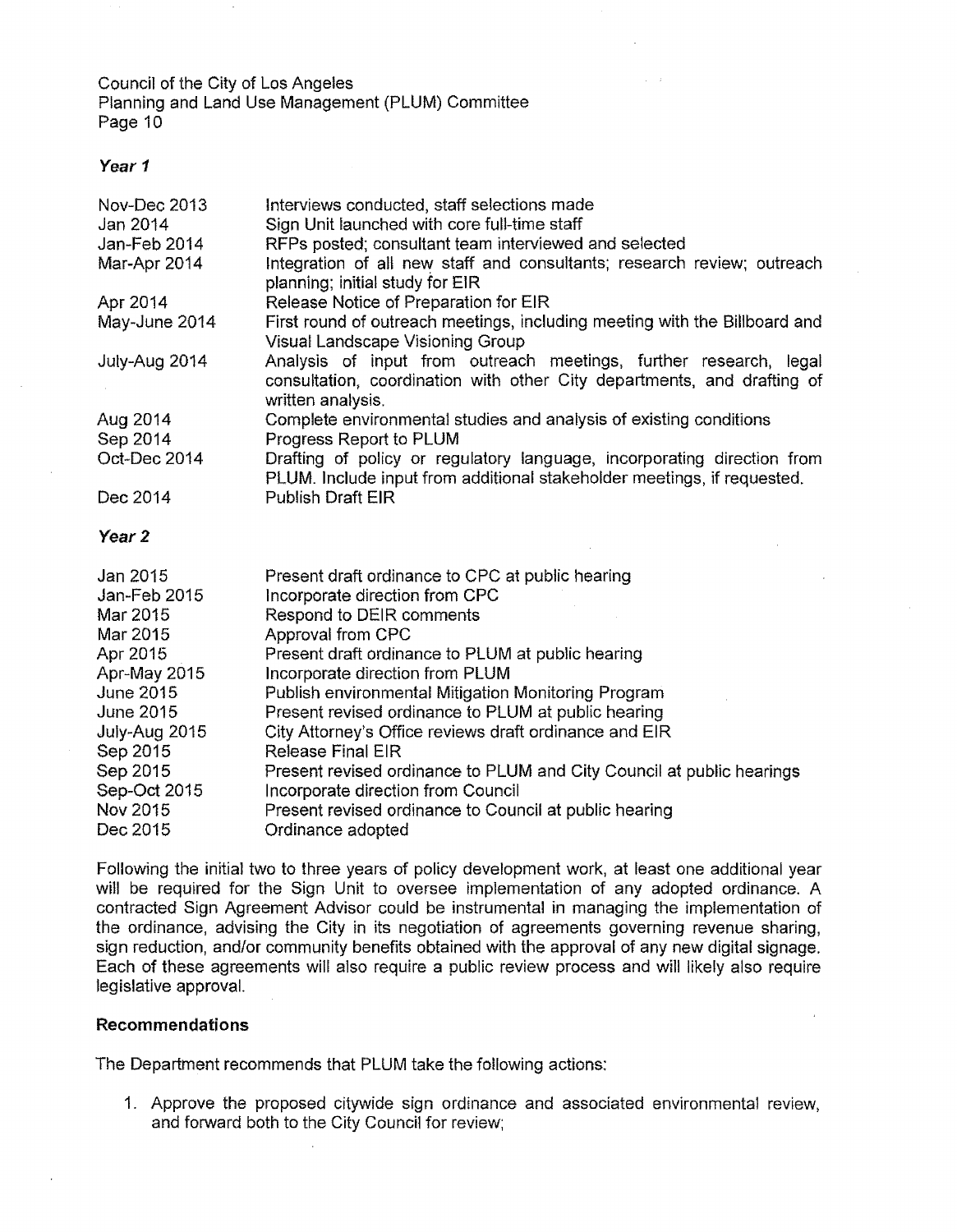***Year 1***

| | |
|---|---|
| Nov-Dec 2013 | Interviews conducted, staff selections made |
| Jan 2014 | Sign Unit launched with core full-time staff |
| Jan-Feb 2014 | RFPs posted; consultant team interviewed and selected |
| Mar-Apr 2014 | Integration of all new staff and consultants; research review; outreach planning; initial study for EIR |
| Apr 2014 | Release Notice of Preparation for EIR |
| May-June 2014 | First round of outreach meetings, including meeting with the Billboard and Visual Landscape Visioning Group |
| July-Aug 2014 | Analysis of input from outreach meetings, further research, legal consultation, coordination with other City departments, and drafting of written analysis. |
| Aug 2014 | Complete environmental studies and analysis of existing conditions |
| Sep 2014 | Progress Report to PLUM |
| Oct-Dec 2014 | Drafting of policy or regulatory language, incorporating direction from PLUM. Include input from additional stakeholder meetings, if requested. |
| Dec 2014 | Publish Draft EIR |

***Year 2***

| | |
|---|---|
| Jan 2015 | Present draft ordinance to CPC at public hearing |
| Jan-Feb 2015 | Incorporate direction from CPC |
| Mar 2015 | Respond to DEIR comments |
| Mar 2015 | Approval from CPC |
| Apr 2015 | Present draft ordinance to PLUM at public hearing |
| Apr-May 2015 | Incorporate direction from PLUM |
| June 2015 | Publish environmental Mitigation Monitoring Program |
| June 2015 | Present revised ordinance to PLUM at public hearing |
| July-Aug 2015 | City Attorney's Office reviews draft ordinance and EIR |
| Sep 2015 | Release Final EIR |
| Sep 2015 | Present revised ordinance to PLUM and City Council at public hearings |
| Sep-Oct 2015 | Incorporate direction from Council |
| Nov 2015 | Present revised ordinance to Council at public hearing |
| Dec 2015 | Ordinance adopted |

Following the initial two to three years of policy development work, at least one additional year will be required for the Sign Unit to oversee implementation of any adopted ordinance. A contracted Sign Agreement Advisor could be instrumental in managing the implementation of the ordinance, advising the City in its negotiation of agreements governing revenue sharing, sign reduction, and/or community benefits obtained with the approval of any new digital signage. Each of these agreements will also require a public review process and will likely also require legislative approval.

**Recommendations**

The Department recommends that PLUM take the following actions:

1. Approve the proposed citywide sign ordinance and associated environmental review, and forward both to the City Council for review;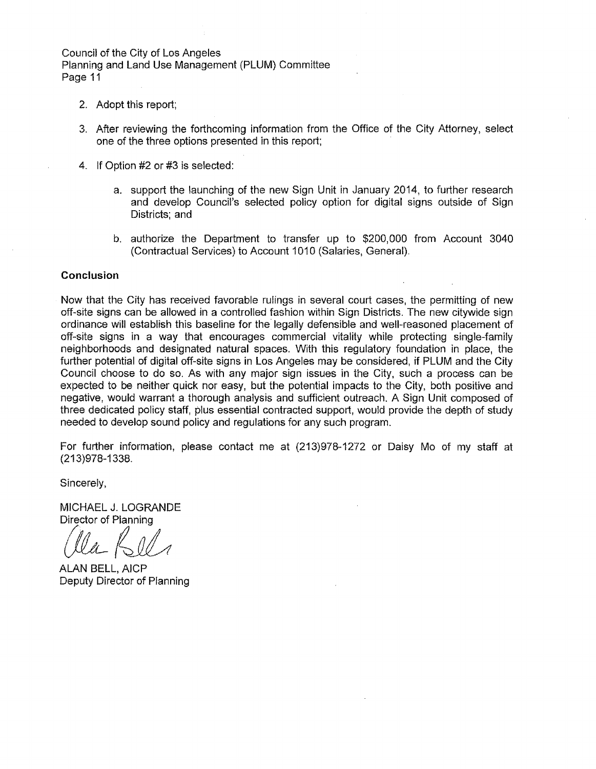2. Adopt this report;

3. After reviewing the forthcoming information from the Office of the City Attorney, select one of the three options presented in this report;

4. If Option #2 or #3 is selected:

    a. support the launching of the new Sign Unit in January 2014, to further research and develop Council's selected policy option for digital signs outside of Sign Districts; and

    b. authorize the Department to transfer up to $200,000 from Account 3040 (Contractual Services) to Account 1010 (Salaries, General).

**Conclusion**

Now that the City has received favorable rulings in several court cases, the permitting of new off-site signs can be allowed in a controlled fashion within Sign Districts. The new citywide sign ordinance will establish this baseline for the legally defensible and well-reasoned placement of off-site signs in a way that encourages commercial vitality while protecting single-family neighborhoods and designated natural spaces. With this regulatory foundation in place, the further potential of digital off-site signs in Los Angeles may be considered, if PLUM and the City Council choose to do so. As with any major sign issues in the City, such a process can be expected to be neither quick nor easy, but the potential impacts to the City, both positive and negative, would warrant a thorough analysis and sufficient outreach. A Sign Unit composed of three dedicated policy staff, plus essential contracted support, would provide the depth of study needed to develop sound policy and regulations for any such program.

For further information, please contact me at (213)978-1272 or Daisy Mo of my staff at (213)978-1338.

Sincerely,

MICHAEL J. LOGRANDE
Director of Planning

ALAN BELL, AICP
Deputy Director of Planning